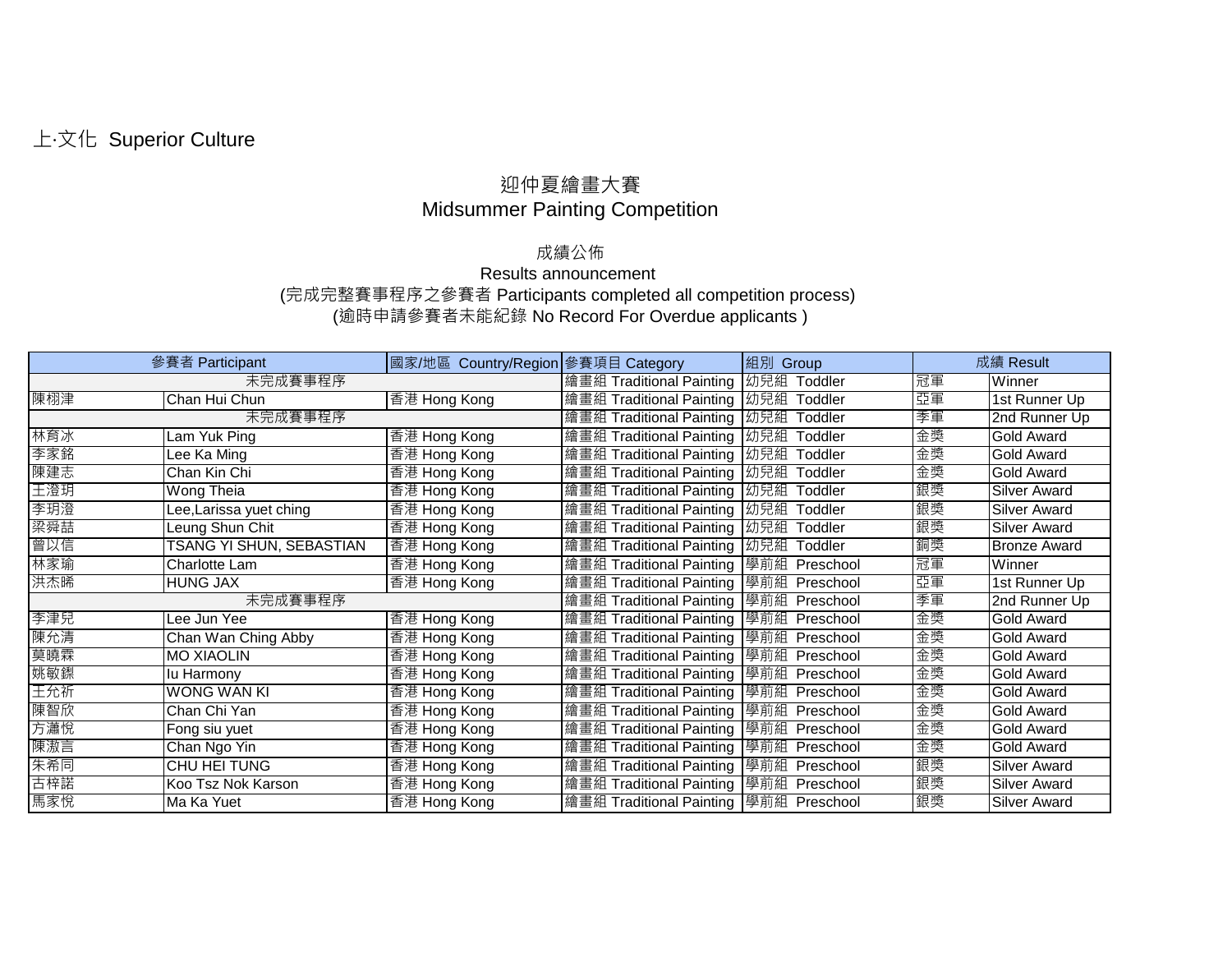上·文化 Superior Culture

# 迎仲夏繪畫大賽
# Midsummer Painting Competition

成績公佈

Results announcement

(完成完整賽事程序之參賽者 Participants completed all competition process)

(逾時申請參賽者未能紀錄 No Record For Overdue applicants )

| 參賽者 Participant | | 國家/地區 Country/Region | 參賽項目 Category | 組別 Group | 成績 Result | |
|---|---|---|---|---|---|---|
| 未完成賽事程序 | | | 繪畫組 Traditional Painting | 幼兒組 Toddler | 冠軍 | Winner |
| 陳栩津 | Chan Hui Chun | 香港 Hong Kong | 繪畫組 Traditional Painting | 幼兒組 Toddler | 亞軍 | 1st Runner Up |
| 未完成賽事程序 | | | 繪畫組 Traditional Painting | 幼兒組 Toddler | 季軍 | 2nd Runner Up |
| 林育冰 | Lam Yuk Ping | 香港 Hong Kong | 繪畫組 Traditional Painting | 幼兒組 Toddler | 金獎 | Gold Award |
| 李家銘 | Lee Ka Ming | 香港 Hong Kong | 繪畫組 Traditional Painting | 幼兒組 Toddler | 金獎 | Gold Award |
| 陳建志 | Chan Kin Chi | 香港 Hong Kong | 繪畫組 Traditional Painting | 幼兒組 Toddler | 金獎 | Gold Award |
| 王澄玥 | Wong Theia | 香港 Hong Kong | 繪畫組 Traditional Painting | 幼兒組 Toddler | 銀獎 | Silver Award |
| 李玥澄 | Lee,Larissa yuet ching | 香港 Hong Kong | 繪畫組 Traditional Painting | 幼兒組 Toddler | 銀獎 | Silver Award |
| 梁舜喆 | Leung Shun Chit | 香港 Hong Kong | 繪畫組 Traditional Painting | 幼兒組 Toddler | 銀獎 | Silver Award |
| 曾以信 | TSANG YI SHUN, SEBASTIAN | 香港 Hong Kong | 繪畫組 Traditional Painting | 幼兒組 Toddler | 銅獎 | Bronze Award |
| 林家瑜 | Charlotte Lam | 香港 Hong Kong | 繪畫組 Traditional Painting | 學前組 Preschool | 冠軍 | Winner |
| 洪杰晞 | HUNG JAX | 香港 Hong Kong | 繪畫組 Traditional Painting | 學前組 Preschool | 亞軍 | 1st Runner Up |
| 未完成賽事程序 | | | 繪畫組 Traditional Painting | 學前組 Preschool | 季軍 | 2nd Runner Up |
| 李津兒 | Lee Jun Yee | 香港 Hong Kong | 繪畫組 Traditional Painting | 學前組 Preschool | 金獎 | Gold Award |
| 陳允清 | Chan Wan Ching Abby | 香港 Hong Kong | 繪畫組 Traditional Painting | 學前組 Preschool | 金獎 | Gold Award |
| 莫曉霖 | MO XIAOLIN | 香港 Hong Kong | 繪畫組 Traditional Painting | 學前組 Preschool | 金獎 | Gold Award |
| 姚敏鍶 | Iu Harmony | 香港 Hong Kong | 繪畫組 Traditional Painting | 學前組 Preschool | 金獎 | Gold Award |
| 王允祈 | WONG WAN KI | 香港 Hong Kong | 繪畫組 Traditional Painting | 學前組 Preschool | 金獎 | Gold Award |
| 陳智欣 | Chan Chi Yan | 香港 Hong Kong | 繪畫組 Traditional Painting | 學前組 Preschool | 金獎 | Gold Award |
| 方瀟悅 | Fong siu yuet | 香港 Hong Kong | 繪畫組 Traditional Painting | 學前組 Preschool | 金獎 | Gold Award |
| 陳澂言 | Chan Ngo Yin | 香港 Hong Kong | 繪畫組 Traditional Painting | 學前組 Preschool | 金獎 | Gold Award |
| 朱希同 | CHU HEI TUNG | 香港 Hong Kong | 繪畫組 Traditional Painting | 學前組 Preschool | 銀獎 | Silver Award |
| 古梓諾 | Koo Tsz Nok Karson | 香港 Hong Kong | 繪畫組 Traditional Painting | 學前組 Preschool | 銀獎 | Silver Award |
| 馬家悅 | Ma Ka Yuet | 香港 Hong Kong | 繪畫組 Traditional Painting | 學前組 Preschool | 銀獎 | Silver Award |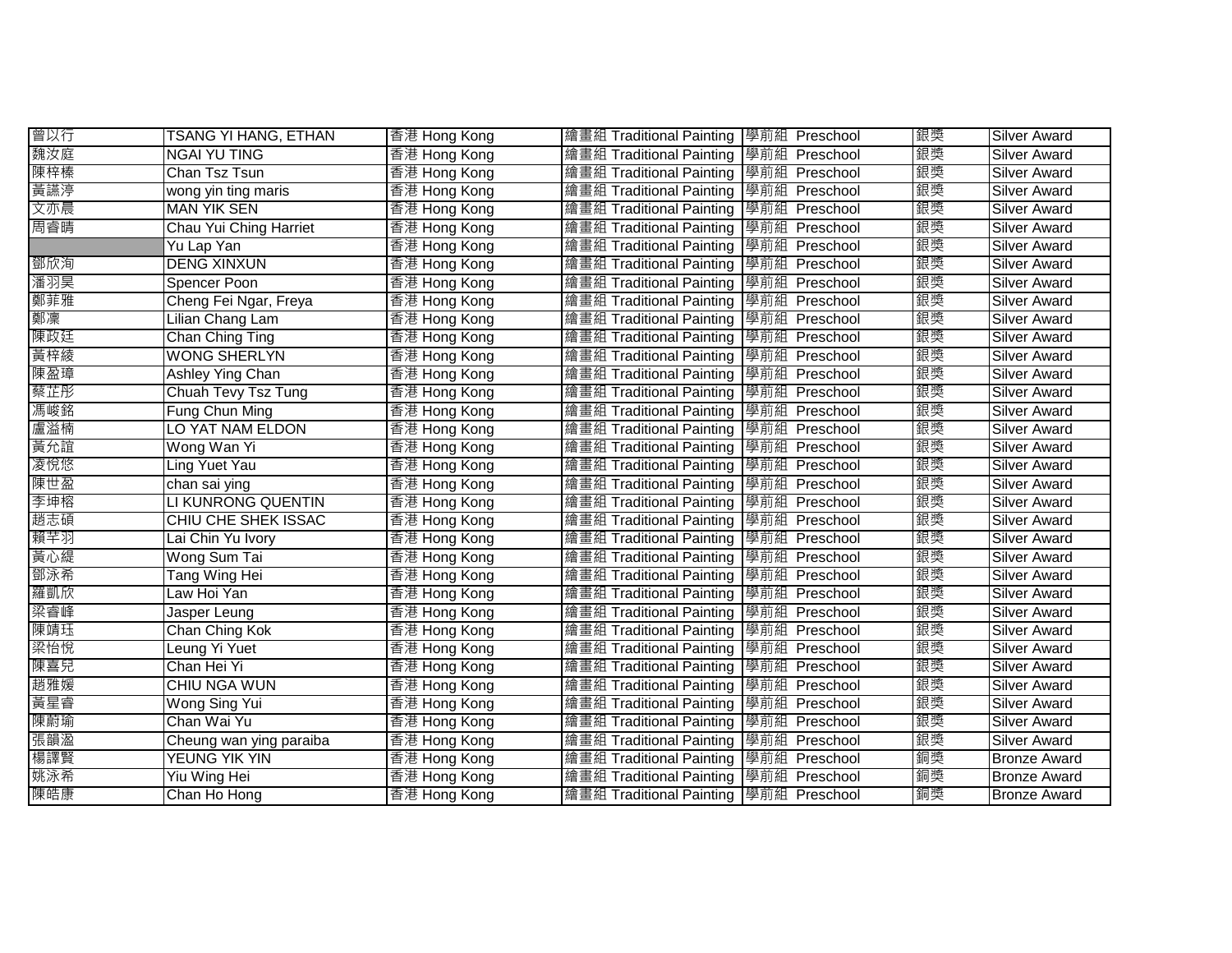| | | | | | | |
|---|---|---|---|---|---|---|
| 曾以行 | TSANG YI HANG, ETHAN | 香港 Hong Kong | 繪畫組 Traditional Painting | 學前組 Preschool | 銀獎 | Silver Award |
| 魏汝庭 | NGAI YU TING | 香港 Hong Kong | 繪畫組 Traditional Painting | 學前組 Preschool | 銀獎 | Silver Award |
| 陳梓榛 | Chan Tsz Tsun | 香港 Hong Kong | 繪畫組 Traditional Painting | 學前組 Preschool | 銀獎 | Silver Award |
| 黃譪渟 | wong yin ting maris | 香港 Hong Kong | 繪畫組 Traditional Painting | 學前組 Preschool | 銀獎 | Silver Award |
| 文亦晨 | MAN YIK SEN | 香港 Hong Kong | 繪畫組 Traditional Painting | 學前組 Preschool | 銀獎 | Silver Award |
| 周睿晴 | Chau Yui Ching Harriet | 香港 Hong Kong | 繪畫組 Traditional Painting | 學前組 Preschool | 銀獎 | Silver Award |
| | Yu Lap Yan | 香港 Hong Kong | 繪畫組 Traditional Painting | 學前組 Preschool | 銀獎 | Silver Award |
| 鄧欣洵 | DENG XINXUN | 香港 Hong Kong | 繪畫組 Traditional Painting | 學前組 Preschool | 銀獎 | Silver Award |
| 潘羽昊 | Spencer Poon | 香港 Hong Kong | 繪畫組 Traditional Painting | 學前組 Preschool | 銀獎 | Silver Award |
| 鄭菲雅 | Cheng Fei Ngar, Freya | 香港 Hong Kong | 繪畫組 Traditional Painting | 學前組 Preschool | 銀獎 | Silver Award |
| 鄭凜 | Lilian Chang Lam | 香港 Hong Kong | 繪畫組 Traditional Painting | 學前組 Preschool | 銀獎 | Silver Award |
| 陳政廷 | Chan Ching Ting | 香港 Hong Kong | 繪畫組 Traditional Painting | 學前組 Preschool | 銀獎 | Silver Award |
| 黃梓綾 | WONG SHERLYN | 香港 Hong Kong | 繪畫組 Traditional Painting | 學前組 Preschool | 銀獎 | Silver Award |
| 陳盈璋 | Ashley Ying Chan | 香港 Hong Kong | 繪畫組 Traditional Painting | 學前組 Preschool | 銀獎 | Silver Award |
| 蔡芷彤 | Chuah Tevy Tsz Tung | 香港 Hong Kong | 繪畫組 Traditional Painting | 學前組 Preschool | 銀獎 | Silver Award |
| 馮峻銘 | Fung Chun Ming | 香港 Hong Kong | 繪畫組 Traditional Painting | 學前組 Preschool | 銀獎 | Silver Award |
| 盧溢楠 | LO YAT NAM ELDON | 香港 Hong Kong | 繪畫組 Traditional Painting | 學前組 Preschool | 銀獎 | Silver Award |
| 黃允誼 | Wong Wan Yi | 香港 Hong Kong | 繪畫組 Traditional Painting | 學前組 Preschool | 銀獎 | Silver Award |
| 凌悅悠 | Ling Yuet Yau | 香港 Hong Kong | 繪畫組 Traditional Painting | 學前組 Preschool | 銀獎 | Silver Award |
| 陳世盈 | chan sai ying | 香港 Hong Kong | 繪畫組 Traditional Painting | 學前組 Preschool | 銀獎 | Silver Award |
| 李坤榕 | LI KUNRONG QUENTIN | 香港 Hong Kong | 繪畫組 Traditional Painting | 學前組 Preschool | 銀獎 | Silver Award |
| 趙志碩 | CHIU CHE SHEK ISSAC | 香港 Hong Kong | 繪畫組 Traditional Painting | 學前組 Preschool | 銀獎 | Silver Award |
| 賴芊羽 | Lai Chin Yu Ivory | 香港 Hong Kong | 繪畫組 Traditional Painting | 學前組 Preschool | 銀獎 | Silver Award |
| 黃心緹 | Wong Sum Tai | 香港 Hong Kong | 繪畫組 Traditional Painting | 學前組 Preschool | 銀獎 | Silver Award |
| 鄧泳希 | Tang Wing Hei | 香港 Hong Kong | 繪畫組 Traditional Painting | 學前組 Preschool | 銀獎 | Silver Award |
| 羅凱欣 | Law Hoi Yan | 香港 Hong Kong | 繪畫組 Traditional Painting | 學前組 Preschool | 銀獎 | Silver Award |
| 梁睿峰 | Jasper Leung | 香港 Hong Kong | 繪畫組 Traditional Painting | 學前組 Preschool | 銀獎 | Silver Award |
| 陳靖珏 | Chan Ching Kok | 香港 Hong Kong | 繪畫組 Traditional Painting | 學前組 Preschool | 銀獎 | Silver Award |
| 梁怡悅 | Leung Yi Yuet | 香港 Hong Kong | 繪畫組 Traditional Painting | 學前組 Preschool | 銀獎 | Silver Award |
| 陳喜兒 | Chan Hei Yi | 香港 Hong Kong | 繪畫組 Traditional Painting | 學前組 Preschool | 銀獎 | Silver Award |
| 趙雅媛 | CHIU NGA WUN | 香港 Hong Kong | 繪畫組 Traditional Painting | 學前組 Preschool | 銀獎 | Silver Award |
| 黃星睿 | Wong Sing Yui | 香港 Hong Kong | 繪畫組 Traditional Painting | 學前組 Preschool | 銀獎 | Silver Award |
| 陳蔚瑜 | Chan Wai Yu | 香港 Hong Kong | 繪畫組 Traditional Painting | 學前組 Preschool | 銀獎 | Silver Award |
| 張韻溋 | Cheung wan ying paraiba | 香港 Hong Kong | 繪畫組 Traditional Painting | 學前組 Preschool | 銀獎 | Silver Award |
| 楊譯賢 | YEUNG YIK YIN | 香港 Hong Kong | 繪畫組 Traditional Painting | 學前組 Preschool | 銅獎 | Bronze Award |
| 姚泳希 | Yiu Wing Hei | 香港 Hong Kong | 繪畫組 Traditional Painting | 學前組 Preschool | 銅獎 | Bronze Award |
| 陳皓康 | Chan Ho Hong | 香港 Hong Kong | 繪畫組 Traditional Painting | 學前組 Preschool | 銅獎 | Bronze Award |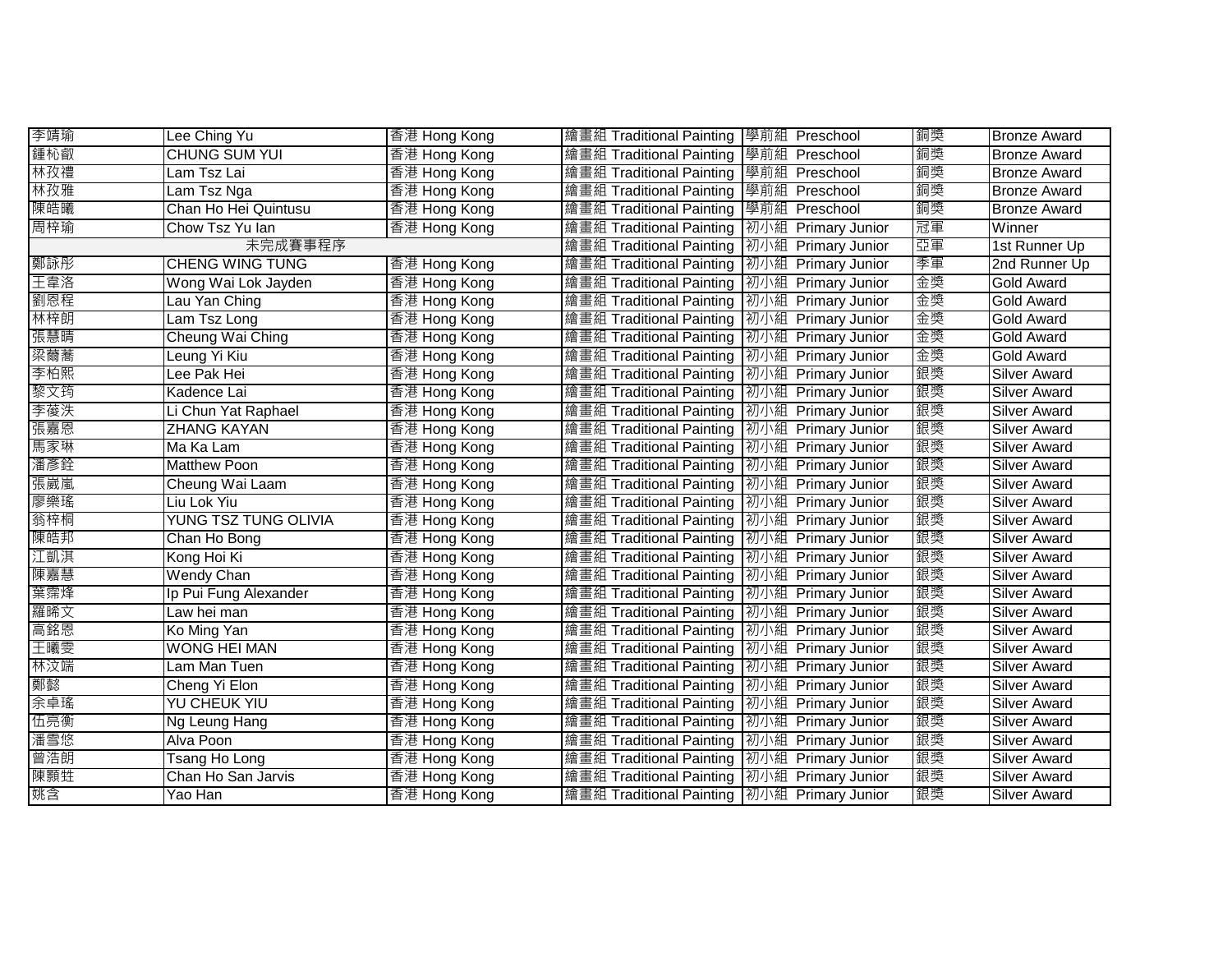| | | | | | | |
|---|---|---|---|---|---|---|
| 李靖瑜 | Lee Ching Yu | 香港 Hong Kong | 繪畫組 Traditional Painting | 學前組 Preschool | 銅獎 | Bronze Award |
| 鍾杺叡 | CHUNG SUM YUI | 香港 Hong Kong | 繪畫組 Traditional Painting | 學前組 Preschool | 銅獎 | Bronze Award |
| 林孜禮 | Lam Tsz Lai | 香港 Hong Kong | 繪畫組 Traditional Painting | 學前組 Preschool | 銅獎 | Bronze Award |
| 林孜雅 | Lam Tsz Nga | 香港 Hong Kong | 繪畫組 Traditional Painting | 學前組 Preschool | 銅獎 | Bronze Award |
| 陳皓曦 | Chan Ho Hei Quintusu | 香港 Hong Kong | 繪畫組 Traditional Painting | 學前組 Preschool | 銅獎 | Bronze Award |
| 周梓瑜 | Chow Tsz Yu Ian | 香港 Hong Kong | 繪畫組 Traditional Painting | 初小組 Primary Junior | 冠軍 | Winner |
| 未完成賽事程序 | | | 繪畫組 Traditional Painting | 初小組 Primary Junior | 亞軍 | 1st Runner Up |
| 鄭詠彤 | CHENG WING TUNG | 香港 Hong Kong | 繪畫組 Traditional Painting | 初小組 Primary Junior | 季軍 | 2nd Runner Up |
| 王韋洛 | Wong Wai Lok Jayden | 香港 Hong Kong | 繪畫組 Traditional Painting | 初小組 Primary Junior | 金獎 | Gold Award |
| 劉恩程 | Lau Yan Ching | 香港 Hong Kong | 繪畫組 Traditional Painting | 初小組 Primary Junior | 金獎 | Gold Award |
| 林梓朗 | Lam Tsz Long | 香港 Hong Kong | 繪畫組 Traditional Painting | 初小組 Primary Junior | 金獎 | Gold Award |
| 張慧晴 | Cheung Wai Ching | 香港 Hong Kong | 繪畫組 Traditional Painting | 初小組 Primary Junior | 金獎 | Gold Award |
| 梁薾蕎 | Leung Yi Kiu | 香港 Hong Kong | 繪畫組 Traditional Painting | 初小組 Primary Junior | 金獎 | Gold Award |
| 李柏熙 | Lee Pak Hei | 香港 Hong Kong | 繪畫組 Traditional Painting | 初小組 Primary Junior | 銀獎 | Silver Award |
| 黎文筠 | Kadence Lai | 香港 Hong Kong | 繪畫組 Traditional Painting | 初小組 Primary Junior | 銀獎 | Silver Award |
| 李葰泆 | Li Chun Yat Raphael | 香港 Hong Kong | 繪畫組 Traditional Painting | 初小組 Primary Junior | 銀獎 | Silver Award |
| 張嘉恩 | ZHANG KAYAN | 香港 Hong Kong | 繪畫組 Traditional Painting | 初小組 Primary Junior | 銀獎 | Silver Award |
| 馬家琳 | Ma Ka Lam | 香港 Hong Kong | 繪畫組 Traditional Painting | 初小組 Primary Junior | 銀獎 | Silver Award |
| 潘彥銓 | Matthew Poon | 香港 Hong Kong | 繪畫組 Traditional Painting | 初小組 Primary Junior | 銀獎 | Silver Award |
| 張崴嵐 | Cheung Wai Laam | 香港 Hong Kong | 繪畫組 Traditional Painting | 初小組 Primary Junior | 銀獎 | Silver Award |
| 廖樂瑤 | Liu Lok Yiu | 香港 Hong Kong | 繪畫組 Traditional Painting | 初小組 Primary Junior | 銀獎 | Silver Award |
| 翁梓桐 | YUNG TSZ TUNG OLIVIA | 香港 Hong Kong | 繪畫組 Traditional Painting | 初小組 Primary Junior | 銀獎 | Silver Award |
| 陳皓邦 | Chan Ho Bong | 香港 Hong Kong | 繪畫組 Traditional Painting | 初小組 Primary Junior | 銀獎 | Silver Award |
| 江凱淇 | Kong Hoi Ki | 香港 Hong Kong | 繪畫組 Traditional Painting | 初小組 Primary Junior | 銀獎 | Silver Award |
| 陳嘉慧 | Wendy Chan | 香港 Hong Kong | 繪畫組 Traditional Painting | 初小組 Primary Junior | 銀獎 | Silver Award |
| 葉霈烽 | Ip Pui Fung Alexander | 香港 Hong Kong | 繪畫組 Traditional Painting | 初小組 Primary Junior | 銀獎 | Silver Award |
| 羅晞文 | Law hei man | 香港 Hong Kong | 繪畫組 Traditional Painting | 初小組 Primary Junior | 銀獎 | Silver Award |
| 高銘恩 | Ko Ming Yan | 香港 Hong Kong | 繪畫組 Traditional Painting | 初小組 Primary Junior | 銀獎 | Silver Award |
| 王曦雯 | WONG HEI MAN | 香港 Hong Kong | 繪畫組 Traditional Painting | 初小組 Primary Junior | 銀獎 | Silver Award |
| 林汶端 | Lam Man Tuen | 香港 Hong Kong | 繪畫組 Traditional Painting | 初小組 Primary Junior | 銀獎 | Silver Award |
| 鄭懿 | Cheng Yi Elon | 香港 Hong Kong | 繪畫組 Traditional Painting | 初小組 Primary Junior | 銀獎 | Silver Award |
| 余卓瑤 | YU CHEUK YIU | 香港 Hong Kong | 繪畫組 Traditional Painting | 初小組 Primary Junior | 銀獎 | Silver Award |
| 伍亮衡 | Ng Leung Hang | 香港 Hong Kong | 繪畫組 Traditional Painting | 初小組 Primary Junior | 銀獎 | Silver Award |
| 潘雪悠 | Alva Poon | 香港 Hong Kong | 繪畫組 Traditional Painting | 初小組 Primary Junior | 銀獎 | Silver Award |
| 曾浩朗 | Tsang Ho Long | 香港 Hong Kong | 繪畫組 Traditional Painting | 初小組 Primary Junior | 銀獎 | Silver Award |
| 陳顥甡 | Chan Ho San Jarvis | 香港 Hong Kong | 繪畫組 Traditional Painting | 初小組 Primary Junior | 銀獎 | Silver Award |
| 姚含 | Yao Han | 香港 Hong Kong | 繪畫組 Traditional Painting | 初小組 Primary Junior | 銀獎 | Silver Award |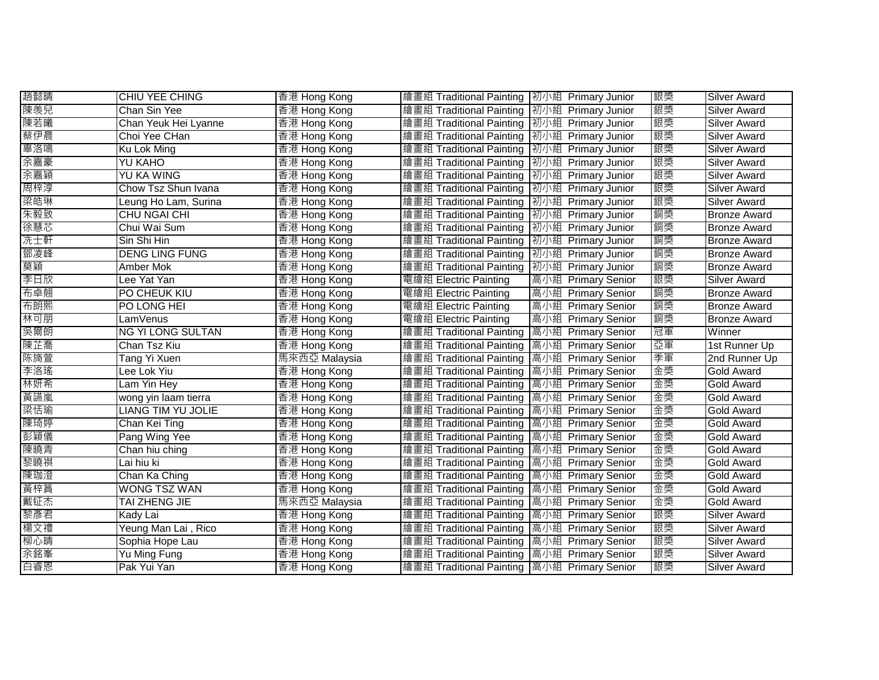| 趙懿晴 | CHIU YEE CHING | 香港 Hong Kong | 繪畫組 Traditional Painting | 初小組 Primary Junior | 銀獎 | Silver Award |
|---|---|---|---|---|---|---|
| 陳羨兒 | Chan Sin Yee | 香港 Hong Kong | 繪畫組 Traditional Painting | 初小組 Primary Junior | 銀獎 | Silver Award |
| 陳若曦 | Chan Yeuk Hei Lyanne | 香港 Hong Kong | 繪畫組 Traditional Painting | 初小組 Primary Junior | 銀獎 | Silver Award |
| 蔡伊晨 | Choi Yee CHan | 香港 Hong Kong | 繪畫組 Traditional Painting | 初小組 Primary Junior | 銀獎 | Silver Award |
| 辜洛鳴 | Ku Lok Ming | 香港 Hong Kong | 繪畫組 Traditional Painting | 初小組 Primary Junior | 銀獎 | Silver Award |
| 余嘉豪 | YU KAHO | 香港 Hong Kong | 繪畫組 Traditional Painting | 初小組 Primary Junior | 銀獎 | Silver Award |
| 余嘉穎 | YU KA WING | 香港 Hong Kong | 繪畫組 Traditional Painting | 初小組 Primary Junior | 銀獎 | Silver Award |
| 周梓淳 | Chow Tsz Shun Ivana | 香港 Hong Kong | 繪畫組 Traditional Painting | 初小組 Primary Junior | 銀獎 | Silver Award |
| 梁皓琳 | Leung Ho Lam, Surina | 香港 Hong Kong | 繪畫組 Traditional Painting | 初小組 Primary Junior | 銀獎 | Silver Award |
| 朱毅致 | CHU NGAI CHI | 香港 Hong Kong | 繪畫組 Traditional Painting | 初小組 Primary Junior | 銅獎 | Bronze Award |
| 徐慧芯 | Chui Wai Sum | 香港 Hong Kong | 繪畫組 Traditional Painting | 初小組 Primary Junior | 銅獎 | Bronze Award |
| 冼士軒 | Sin Shi Hin | 香港 Hong Kong | 繪畫組 Traditional Painting | 初小組 Primary Junior | 銅獎 | Bronze Award |
| 鄧凌峰 | DENG LING FUNG | 香港 Hong Kong | 繪畫組 Traditional Painting | 初小組 Primary Junior | 銅獎 | Bronze Award |
| 莫穎 | Amber Mok | 香港 Hong Kong | 繪畫組 Traditional Painting | 初小組 Primary Junior | 銅獎 | Bronze Award |
| 李日欣 | Lee Yat Yan | 香港 Hong Kong | 電繪組 Electric Painting | 高小組 Primary Senior | 銀獎 | Silver Award |
| 布卓翹 | PO CHEUK KIU | 香港 Hong Kong | 電繪組 Electric Painting | 高小組 Primary Senior | 銅獎 | Bronze Award |
| 布朗熙 | PO LONG HEI | 香港 Hong Kong | 電繪組 Electric Painting | 高小組 Primary Senior | 銅獎 | Bronze Award |
| 林可朋 | LamVenus | 香港 Hong Kong | 電繪組 Electric Painting | 高小組 Primary Senior | 銅獎 | Bronze Award |
| 吳爾朗 | NG YI LONG SULTAN | 香港 Hong Kong | 繪畫組 Traditional Painting | 高小組 Primary Senior | 冠軍 | Winner |
| 陳芷喬 | Chan Tsz Kiu | 香港 Hong Kong | 繪畫組 Traditional Painting | 高小組 Primary Senior | 亞軍 | 1st Runner Up |
| 陈旖萱 | Tang Yi Xuen | 馬來西亞 Malaysia | 繪畫組 Traditional Painting | 高小組 Primary Senior | 季軍 | 2nd Runner Up |
| 李洛瑤 | Lee Lok Yiu | 香港 Hong Kong | 繪畫組 Traditional Painting | 高小組 Primary Senior | 金獎 | Gold Award |
| 林妍希 | Lam Yin Hey | 香港 Hong Kong | 繪畫組 Traditional Painting | 高小組 Primary Senior | 金獎 | Gold Award |
| 黃譞嵐 | wong yin laam tierra | 香港 Hong Kong | 繪畫組 Traditional Painting | 高小組 Primary Senior | 金獎 | Gold Award |
| 梁恬瑜 | LIANG TIM YU JOLIE | 香港 Hong Kong | 繪畫組 Traditional Painting | 高小組 Primary Senior | 金獎 | Gold Award |
| 陳琦婷 | Chan Kei Ting | 香港 Hong Kong | 繪畫組 Traditional Painting | 高小組 Primary Senior | 金獎 | Gold Award |
| 彭穎儀 | Pang Wing Yee | 香港 Hong Kong | 繪畫組 Traditional Painting | 高小組 Primary Senior | 金獎 | Gold Award |
| 陳曉青 | Chan hiu ching | 香港 Hong Kong | 繪畫組 Traditional Painting | 高小組 Primary Senior | 金獎 | Gold Award |
| 黎曉祺 | Lai hiu ki | 香港 Hong Kong | 繪畫組 Traditional Painting | 高小組 Primary Senior | 金獎 | Gold Award |
| 陳珈澄 | Chan Ka Ching | 香港 Hong Kong | 繪畫組 Traditional Painting | 高小組 Primary Senior | 金獎 | Gold Award |
| 黃梓筠 | WONG TSZ WAN | 香港 Hong Kong | 繪畫組 Traditional Painting | 高小組 Primary Senior | 金獎 | Gold Award |
| 戴钲杰 | TAI ZHENG JIE | 馬來西亞 Malaysia | 繪畫組 Traditional Painting | 高小組 Primary Senior | 金獎 | Gold Award |
| 黎彥君 | Kady Lai | 香港 Hong Kong | 繪畫組 Traditional Painting | 高小組 Primary Senior | 銀獎 | Silver Award |
| 楊文禮 | Yeung Man Lai , Rico | 香港 Hong Kong | 繪畫組 Traditional Painting | 高小組 Primary Senior | 銀獎 | Silver Award |
| 柳心晴 | Sophia Hope Lau | 香港 Hong Kong | 繪畫組 Traditional Painting | 高小組 Primary Senior | 銀獎 | Silver Award |
| 余銘峯 | Yu Ming Fung | 香港 Hong Kong | 繪畫組 Traditional Painting | 高小組 Primary Senior | 銀獎 | Silver Award |
| 白睿恩 | Pak Yui Yan | 香港 Hong Kong | 繪畫組 Traditional Painting | 高小組 Primary Senior | 銀獎 | Silver Award |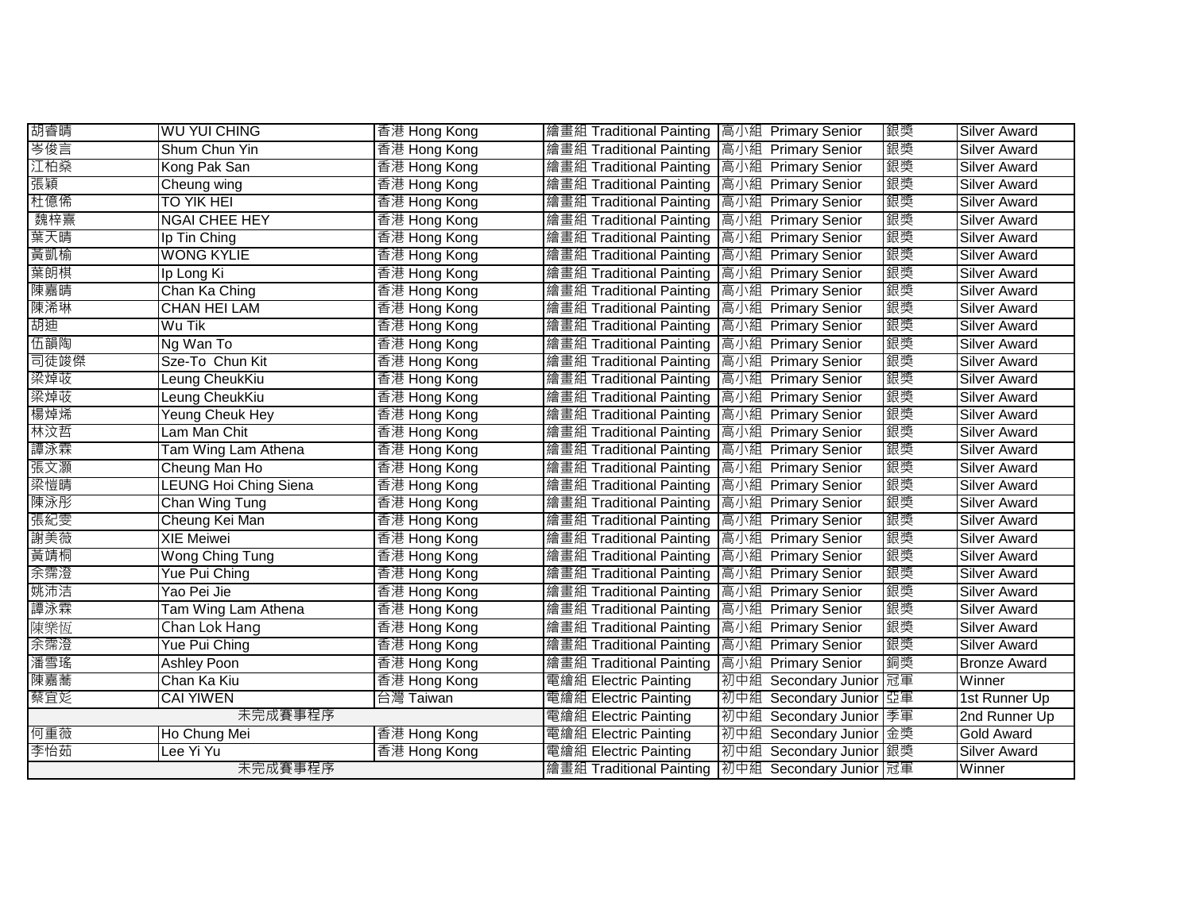| | | | | | | |
|---|---|---|---|---|---|---|
| 胡睿晴 | WU YUI CHING | 香港 Hong Kong | 繪畫組 Traditional Painting | 高小組 Primary Senior | 銀獎 | Silver Award |
| 岑俊言 | Shum Chun Yin | 香港 Hong Kong | 繪畫組 Traditional Painting | 高小組 Primary Senior | 銀獎 | Silver Award |
| 江柏燊 | Kong Pak San | 香港 Hong Kong | 繪畫組 Traditional Painting | 高小組 Primary Senior | 銀獎 | Silver Award |
| 張穎 | Cheung wing | 香港 Hong Kong | 繪畫組 Traditional Painting | 高小組 Primary Senior | 銀獎 | Silver Award |
| 杜億俙 | TO YIK HEI | 香港 Hong Kong | 繪畫組 Traditional Painting | 高小組 Primary Senior | 銀獎 | Silver Award |
| 魏梓熹 | NGAI CHEE HEY | 香港 Hong Kong | 繪畫組 Traditional Painting | 高小組 Primary Senior | 銀獎 | Silver Award |
| 葉天晴 | Ip Tin Ching | 香港 Hong Kong | 繪畫組 Traditional Painting | 高小組 Primary Senior | 銀獎 | Silver Award |
| 黃凱榆 | WONG KYLIE | 香港 Hong Kong | 繪畫組 Traditional Painting | 高小組 Primary Senior | 銀獎 | Silver Award |
| 葉朗棋 | Ip Long Ki | 香港 Hong Kong | 繪畫組 Traditional Painting | 高小組 Primary Senior | 銀獎 | Silver Award |
| 陳嘉晴 | Chan Ka Ching | 香港 Hong Kong | 繪畫組 Traditional Painting | 高小組 Primary Senior | 銀獎 | Silver Award |
| 陳浠琳 | CHAN HEI LAM | 香港 Hong Kong | 繪畫組 Traditional Painting | 高小組 Primary Senior | 銀獎 | Silver Award |
| 胡廸 | Wu Tik | 香港 Hong Kong | 繪畫組 Traditional Painting | 高小組 Primary Senior | 銀獎 | Silver Award |
| 伍韻陶 | Ng Wan To | 香港 Hong Kong | 繪畫組 Traditional Painting | 高小組 Primary Senior | 銀獎 | Silver Award |
| 司徒竣傑 | Sze-To Chun Kit | 香港 Hong Kong | 繪畫組 Traditional Painting | 高小組 Primary Senior | 銀獎 | Silver Award |
| 梁焯荍 | Leung CheukKiu | 香港 Hong Kong | 繪畫組 Traditional Painting | 高小組 Primary Senior | 銀獎 | Silver Award |
| 梁焯荍 | Leung CheukKiu | 香港 Hong Kong | 繪畫組 Traditional Painting | 高小組 Primary Senior | 銀獎 | Silver Award |
| 楊焯烯 | Yeung Cheuk Hey | 香港 Hong Kong | 繪畫組 Traditional Painting | 高小組 Primary Senior | 銀獎 | Silver Award |
| 林汶哲 | Lam Man Chit | 香港 Hong Kong | 繪畫組 Traditional Painting | 高小組 Primary Senior | 銀獎 | Silver Award |
| 譚泳霖 | Tam Wing Lam Athena | 香港 Hong Kong | 繪畫組 Traditional Painting | 高小組 Primary Senior | 銀獎 | Silver Award |
| 張文灝 | Cheung Man Ho | 香港 Hong Kong | 繪畫組 Traditional Painting | 高小組 Primary Senior | 銀獎 | Silver Award |
| 梁愷晴 | LEUNG Hoi Ching Siena | 香港 Hong Kong | 繪畫組 Traditional Painting | 高小組 Primary Senior | 銀獎 | Silver Award |
| 陳泳彤 | Chan Wing Tung | 香港 Hong Kong | 繪畫組 Traditional Painting | 高小組 Primary Senior | 銀獎 | Silver Award |
| 張紀雯 | Cheung Kei Man | 香港 Hong Kong | 繪畫組 Traditional Painting | 高小組 Primary Senior | 銀獎 | Silver Award |
| 謝美薇 | XIE Meiwei | 香港 Hong Kong | 繪畫組 Traditional Painting | 高小組 Primary Senior | 銀獎 | Silver Award |
| 黃靖桐 | Wong Ching Tung | 香港 Hong Kong | 繪畫組 Traditional Painting | 高小組 Primary Senior | 銀獎 | Silver Award |
| 余霈澄 | Yue Pui Ching | 香港 Hong Kong | 繪畫組 Traditional Painting | 高小組 Primary Senior | 銀獎 | Silver Award |
| 姚沛洁 | Yao Pei Jie | 香港 Hong Kong | 繪畫組 Traditional Painting | 高小組 Primary Senior | 銀獎 | Silver Award |
| 譚泳霖 | Tam Wing Lam Athena | 香港 Hong Kong | 繪畫組 Traditional Painting | 高小組 Primary Senior | 銀獎 | Silver Award |
| 陳樂恆 | Chan Lok Hang | 香港 Hong Kong | 繪畫組 Traditional Painting | 高小組 Primary Senior | 銀獎 | Silver Award |
| 余霈澄 | Yue Pui Ching | 香港 Hong Kong | 繪畫組 Traditional Painting | 高小組 Primary Senior | 銀獎 | Silver Award |
| 潘雪瑤 | Ashley Poon | 香港 Hong Kong | 繪畫組 Traditional Painting | 高小組 Primary Senior | 銅獎 | Bronze Award |
| 陳嘉蕎 | Chan Ka Kiu | 香港 Hong Kong | 電繪組 Electric Painting | 初中組 Secondary Junior | 冠軍 | Winner |
| 蔡宜彣 | CAI YIWEN | 台灣 Taiwan | 電繪組 Electric Painting | 初中組 Secondary Junior | 亞軍 | 1st Runner Up |
| 未完成賽事程序 | | | 電繪組 Electric Painting | 初中組 Secondary Junior | 季軍 | 2nd Runner Up |
| 何重薇 | Ho Chung Mei | 香港 Hong Kong | 電繪組 Electric Painting | 初中組 Secondary Junior | 金獎 | Gold Award |
| 李怡茹 | Lee Yi Yu | 香港 Hong Kong | 電繪組 Electric Painting | 初中組 Secondary Junior | 銀獎 | Silver Award |
| 未完成賽事程序 | | | 繪畫組 Traditional Painting | 初中組 Secondary Junior | 冠軍 | Winner |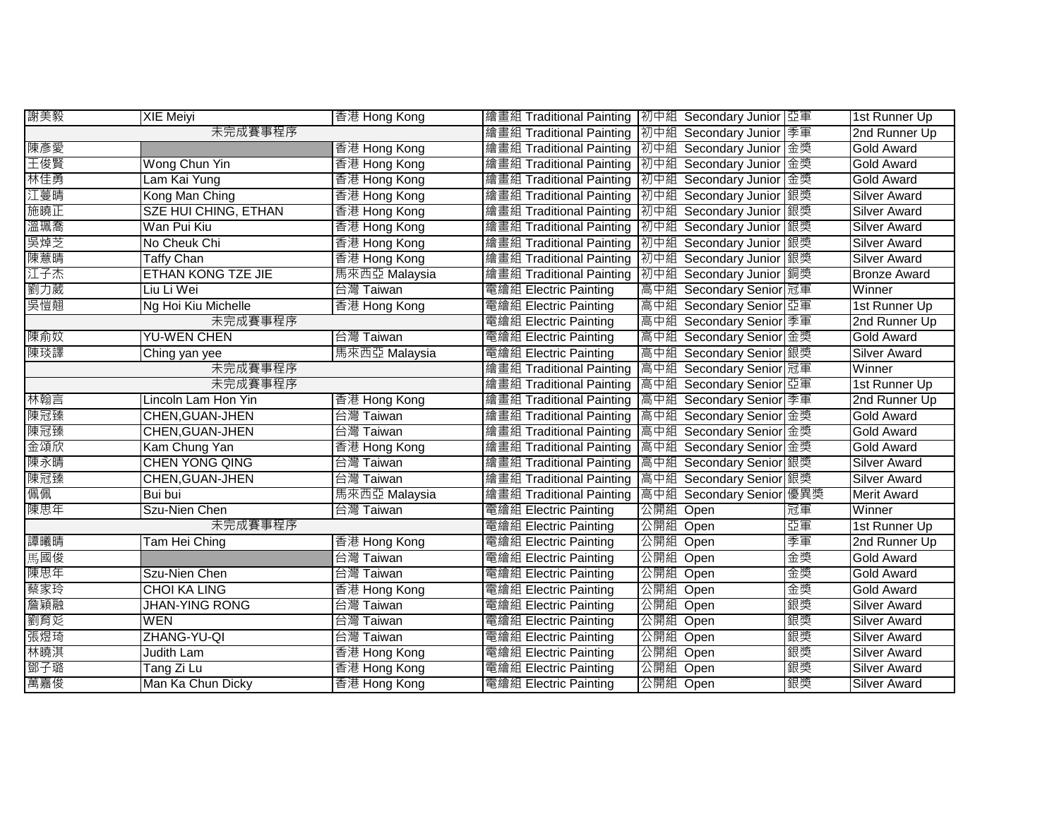| | | | | | | |
|---|---|---|---|---|---|---|
| 謝美毅 | XIE Meiyi | 香港 Hong Kong | 繪畫組 Traditional Painting | 初中組 Secondary Junior | 亞軍 | 1st Runner Up |
| 未完成賽事程序 | | | 繪畫組 Traditional Painting | 初中組 Secondary Junior | 季軍 | 2nd Runner Up |
| 陳彥愛 | | 香港 Hong Kong | 繪畫組 Traditional Painting | 初中組 Secondary Junior | 金獎 | Gold Award |
| 王俊賢 | Wong Chun Yin | 香港 Hong Kong | 繪畫組 Traditional Painting | 初中組 Secondary Junior | 金獎 | Gold Award |
| 林佳勇 | Lam Kai Yung | 香港 Hong Kong | 繪畫組 Traditional Painting | 初中組 Secondary Junior | 金獎 | Gold Award |
| 江蔓晴 | Kong Man Ching | 香港 Hong Kong | 繪畫組 Traditional Painting | 初中組 Secondary Junior | 銀獎 | Silver Award |
| 施曉正 | SZE HUI CHING, ETHAN | 香港 Hong Kong | 繪畫組 Traditional Painting | 初中組 Secondary Junior | 銀獎 | Silver Award |
| 溫珮喬 | Wan Pui Kiu | 香港 Hong Kong | 繪畫組 Traditional Painting | 初中組 Secondary Junior | 銀獎 | Silver Award |
| 吳焯芝 | No Cheuk Chi | 香港 Hong Kong | 繪畫組 Traditional Painting | 初中組 Secondary Junior | 銀獎 | Silver Award |
| 陳薏晴 | Taffy Chan | 香港 Hong Kong | 繪畫組 Traditional Painting | 初中組 Secondary Junior | 銀獎 | Silver Award |
| 江子杰 | ETHAN KONG TZE JIE | 馬來西亞 Malaysia | 繪畫組 Traditional Painting | 初中組 Secondary Junior | 銅獎 | Bronze Award |
| 劉力葳 | Liu Li Wei | 台灣 Taiwan | 電繪組 Electric Painting | 高中組 Secondary Senior | 冠軍 | Winner |
| 吳愷翹 | Ng Hoi Kiu Michelle | 香港 Hong Kong | 電繪組 Electric Painting | 高中組 Secondary Senior | 亞軍 | 1st Runner Up |
| 未完成賽事程序 | | | 電繪組 Electric Painting | 高中組 Secondary Senior | 季軍 | 2nd Runner Up |
| 陳俞妏 | YU-WEN CHEN | 台灣 Taiwan | 電繪組 Electric Painting | 高中組 Secondary Senior | 金獎 | Gold Award |
| 陳琰譯 | Ching yan yee | 馬來西亞 Malaysia | 電繪組 Electric Painting | 高中組 Secondary Senior | 銀獎 | Silver Award |
| 未完成賽事程序 | | | 繪畫組 Traditional Painting | 高中組 Secondary Senior | 冠軍 | Winner |
| 未完成賽事程序 | | | 繪畫組 Traditional Painting | 高中組 Secondary Senior | 亞軍 | 1st Runner Up |
| 林翰言 | Lincoln Lam Hon Yin | 香港 Hong Kong | 繪畫組 Traditional Painting | 高中組 Secondary Senior | 季軍 | 2nd Runner Up |
| 陳冠臻 | CHEN,GUAN-JHEN | 台灣 Taiwan | 繪畫組 Traditional Painting | 高中組 Secondary Senior | 金獎 | Gold Award |
| 陳冠臻 | CHEN,GUAN-JHEN | 台灣 Taiwan | 繪畫組 Traditional Painting | 高中組 Secondary Senior | 金獎 | Gold Award |
| 金頌欣 | Kam Chung Yan | 香港 Hong Kong | 繪畫組 Traditional Painting | 高中組 Secondary Senior | 金獎 | Gold Award |
| 陳永晴 | CHEN YONG QING | 台灣 Taiwan | 繪畫組 Traditional Painting | 高中組 Secondary Senior | 銀獎 | Silver Award |
| 陳冠臻 | CHEN,GUAN-JHEN | 台灣 Taiwan | 繪畫組 Traditional Painting | 高中組 Secondary Senior | 銀獎 | Silver Award |
| 佩佩 | Bui bui | 馬來西亞 Malaysia | 繪畫組 Traditional Painting | 高中組 Secondary Senior | 優異獎 | Merit Award |
| 陳思年 | Szu-Nien Chen | 台灣 Taiwan | 電繪組 Electric Painting | 公開組 Open | 冠軍 | Winner |
| 未完成賽事程序 | | | 電繪組 Electric Painting | 公開組 Open | 亞軍 | 1st Runner Up |
| 譚曦晴 | Tam Hei Ching | 香港 Hong Kong | 電繪組 Electric Painting | 公開組 Open | 季軍 | 2nd Runner Up |
| 馬國俊 | | 台灣 Taiwan | 電繪組 Electric Painting | 公開組 Open | 金獎 | Gold Award |
| 陳思年 | Szu-Nien Chen | 台灣 Taiwan | 電繪組 Electric Painting | 公開組 Open | 金獎 | Gold Award |
| 蔡家玲 | CHOI KA LING | 香港 Hong Kong | 電繪組 Electric Painting | 公開組 Open | 金獎 | Gold Award |
| 詹穎融 | JHAN-YING RONG | 台灣 Taiwan | 電繪組 Electric Painting | 公開組 Open | 銀獎 | Silver Award |
| 劉育彣 | WEN | 台灣 Taiwan | 電繪組 Electric Painting | 公開組 Open | 銀獎 | Silver Award |
| 張煜琦 | ZHANG-YU-QI | 台灣 Taiwan | 電繪組 Electric Painting | 公開組 Open | 銀獎 | Silver Award |
| 林曉淇 | Judith Lam | 香港 Hong Kong | 電繪組 Electric Painting | 公開組 Open | 銀獎 | Silver Award |
| 鄧子璐 | Tang Zi Lu | 香港 Hong Kong | 電繪組 Electric Painting | 公開組 Open | 銀獎 | Silver Award |
| 萬嘉俊 | Man Ka Chun Dicky | 香港 Hong Kong | 電繪組 Electric Painting | 公開組 Open | 銀獎 | Silver Award |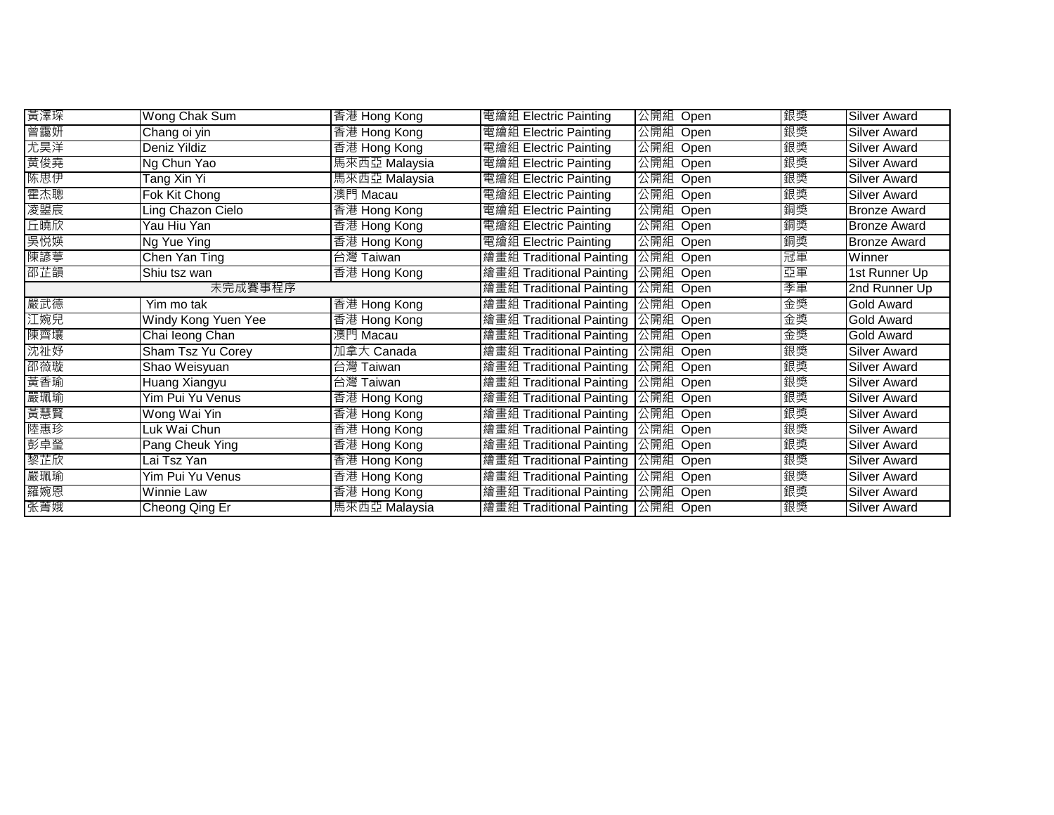| | | | | | | |
|---|---|---|---|---|---|---|
| 黃澤琛 | Wong Chak Sum | 香港 Hong Kong | 電繪組 Electric Painting | 公開組 Open | 銀獎 | Silver Award |
| 曾靄妍 | Chang oi yin | 香港 Hong Kong | 電繪組 Electric Painting | 公開組 Open | 銀獎 | Silver Award |
| 尤昊洋 | Deniz Yildiz | 香港 Hong Kong | 電繪組 Electric Painting | 公開組 Open | 銀獎 | Silver Award |
| 黄俊堯 | Ng Chun Yao | 馬來西亞 Malaysia | 電繪組 Electric Painting | 公開組 Open | 銀獎 | Silver Award |
| 陈思伊 | Tang Xin Yi | 馬來西亞 Malaysia | 電繪組 Electric Painting | 公開組 Open | 銀獎 | Silver Award |
| 霍杰聰 | Fok Kit Chong | 澳門 Macau | 電繪組 Electric Painting | 公開組 Open | 銀獎 | Silver Award |
| 凌曌宸 | Ling Chazon Cielo | 香港 Hong Kong | 電繪組 Electric Painting | 公開組 Open | 銅獎 | Bronze Award |
| 丘曉欣 | Yau Hiu Yan | 香港 Hong Kong | 電繪組 Electric Painting | 公開組 Open | 銅獎 | Bronze Award |
| 吳悦媖 | Ng Yue Ying | 香港 Hong Kong | 電繪組 Electric Painting | 公開組 Open | 銅獎 | Bronze Award |
| 陳諺葶 | Chen Yan Ting | 台灣 Taiwan | 繪畫組 Traditional Painting | 公開組 Open | 冠軍 | Winner |
| 邵芷韻 | Shiu tsz wan | 香港 Hong Kong | 繪畫組 Traditional Painting | 公開組 Open | 亞軍 | 1st Runner Up |
| 未完成賽事程序 | | | 繪畫組 Traditional Painting | 公開組 Open | 季軍 | 2nd Runner Up |
| 嚴武德 | Yim mo tak | 香港 Hong Kong | 繪畫組 Traditional Painting | 公開組 Open | 金獎 | Gold Award |
| 江婉兒 | Windy Kong Yuen Yee | 香港 Hong Kong | 繪畫組 Traditional Painting | 公開組 Open | 金獎 | Gold Award |
| 陳齊壤 | Chai Ieong Chan | 澳門 Macau | 繪畫組 Traditional Painting | 公開組 Open | 金獎 | Gold Award |
| 沈祉妤 | Sham Tsz Yu Corey | 加拿大 Canada | 繪畫組 Traditional Painting | 公開組 Open | 銀獎 | Silver Award |
| 邵薇璇 | Shao Weisyuan | 台灣 Taiwan | 繪畫組 Traditional Painting | 公開組 Open | 銀獎 | Silver Award |
| 黃香瑜 | Huang Xiangyu | 台灣 Taiwan | 繪畫組 Traditional Painting | 公開組 Open | 銀獎 | Silver Award |
| 嚴珮瑜 | Yim Pui Yu Venus | 香港 Hong Kong | 繪畫組 Traditional Painting | 公開組 Open | 銀獎 | Silver Award |
| 黃慧賢 | Wong Wai Yin | 香港 Hong Kong | 繪畫組 Traditional Painting | 公開組 Open | 銀獎 | Silver Award |
| 陸惠珍 | Luk Wai Chun | 香港 Hong Kong | 繪畫組 Traditional Painting | 公開組 Open | 銀獎 | Silver Award |
| 彭卓瑩 | Pang Cheuk Ying | 香港 Hong Kong | 繪畫組 Traditional Painting | 公開組 Open | 銀獎 | Silver Award |
| 黎芷欣 | Lai Tsz Yan | 香港 Hong Kong | 繪畫組 Traditional Painting | 公開組 Open | 銀獎 | Silver Award |
| 嚴珮瑜 | Yim Pui Yu Venus | 香港 Hong Kong | 繪畫組 Traditional Painting | 公開組 Open | 銀獎 | Silver Award |
| 羅婉恩 | Winnie Law | 香港 Hong Kong | 繪畫組 Traditional Painting | 公開組 Open | 銀獎 | Silver Award |
| 张菁娥 | Cheong Qing Er | 馬來西亞 Malaysia | 繪畫組 Traditional Painting | 公開組 Open | 銀獎 | Silver Award |